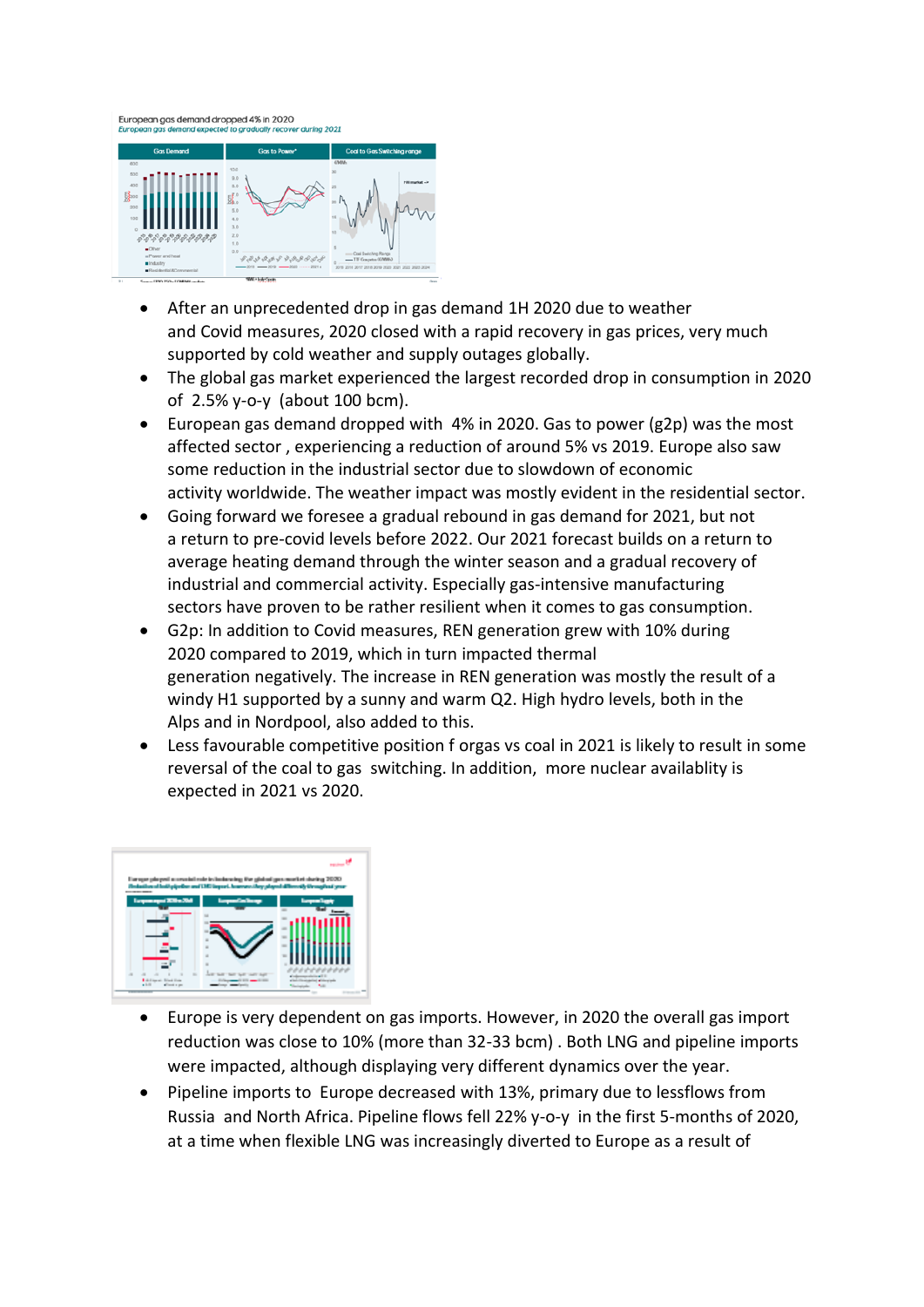- After an unprecedented drop in gas demand 1H 2020 due to weather and Covid measures, 2020 closed with a rapid recovery in gas prices, very much supported by cold weather and supply outages globally.
- The global gas market experienced the largest recorded drop in consumption in 2020 of  2.5% y-o-y  (about 100 bcm).
- European gas demand dropped with  4% in 2020. Gas to power (g2p) was the most affected sector , experiencing a reduction of around 5% vs 2019. Europe also saw some reduction in the industrial sector due to slowdown of economic activity worldwide. The weather impact was mostly evident in the residential sector.
- Going forward we foresee a gradual rebound in gas demand for 2021, but not a return to pre-covid levels before 2022. Our 2021 forecast builds on a return to average heating demand through the winter season and a gradual recovery of industrial and commercial activity. Especially gas-intensive manufacturing sectors have proven to be rather resilient when it comes to gas consumption.
- G2p: In addition to Covid measures, REN generation grew with 10% during 2020 compared to 2019, which in turn impacted thermal generation negatively. The increase in REN generation was mostly the result of a windy H1 supported by a sunny and warm Q2. High hydro levels, both in the Alps and in Nordpool, also added to this.
- Less favourable competitive position f orgas vs coal in 2021 is likely to result in some reversal of the coal to gas  switching. In addition,  more nuclear availablity is expected in 2021 vs 2020.

- Europe is very dependent on gas imports. However, in 2020 the overall gas import reduction was close to 10% (more than 32-33 bcm) . Both LNG and pipeline imports were impacted, although displaying very different dynamics over the year.
- Pipeline imports to  Europe decreased with 13%, primary due to lessflows from Russia  and North Africa. Pipeline flows fell 22% y-o-y  in the first 5-months of 2020, at a time when flexible LNG was increasingly diverted to Europe as a result of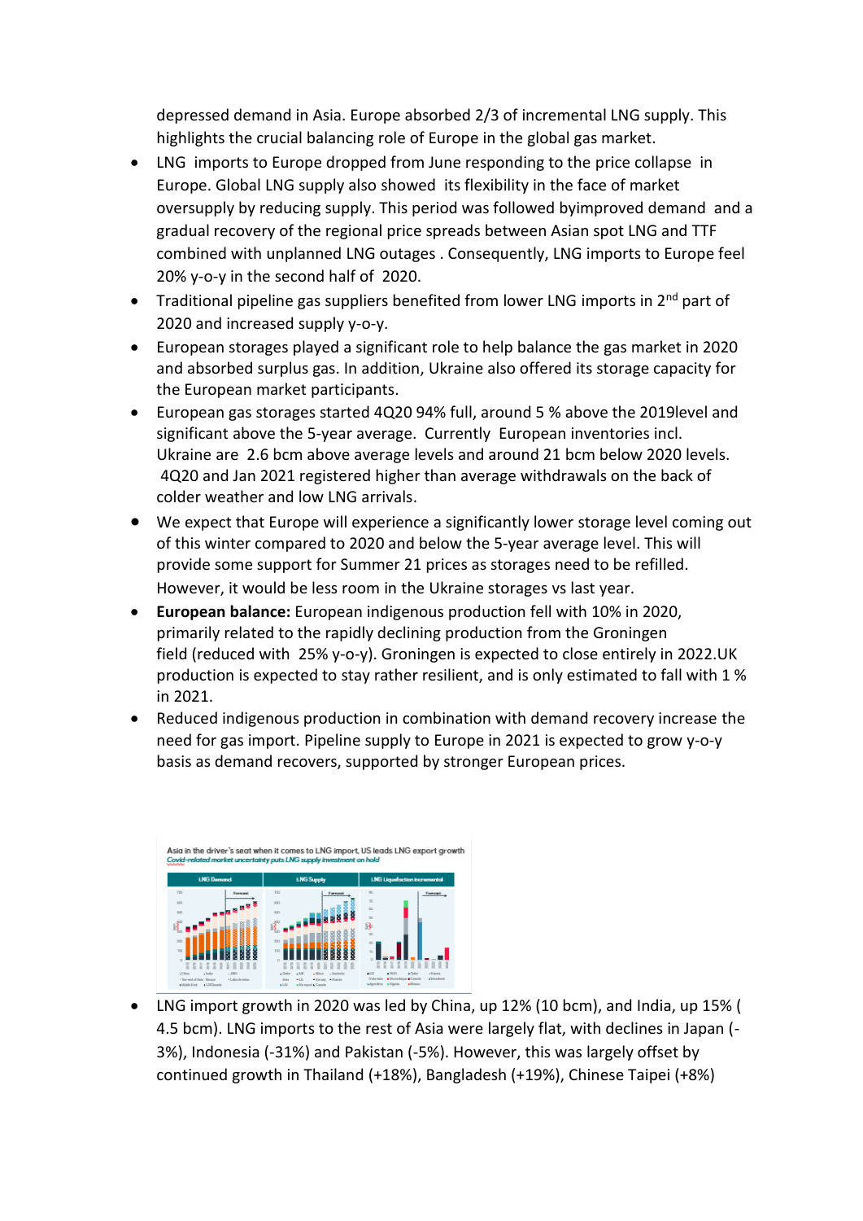depressed demand in Asia. Europe absorbed 2/3 of incremental LNG supply. This highlights the crucial balancing role of Europe in the global gas market.

- LNG imports to Europe dropped from June responding to the price collapse in Europe. Global LNG supply also showed its flexibility in the face of market oversupply by reducing supply. This period was followed byimproved demand and a gradual recovery of the regional price spreads between Asian spot LNG and TTF combined with unplanned LNG outages . Consequently, LNG imports to Europe feel 20% y-o-y in the second half of 2020.
- Traditional pipeline gas suppliers benefited from lower LNG imports in 2nd part of 2020 and increased supply y-o-y.
- European storages played a significant role to help balance the gas market in 2020 and absorbed surplus gas. In addition, Ukraine also offered its storage capacity for the European market participants.
- European gas storages started 4Q20 94% full, around 5 % above the 2019level and significant above the 5-year average. Currently European inventories incl. Ukraine are 2.6 bcm above average levels and around 21 bcm below 2020 levels. 4Q20 and Jan 2021 registered higher than average withdrawals on the back of colder weather and low LNG arrivals.
- We expect that Europe will experience a significantly lower storage level coming out of this winter compared to 2020 and below the 5-year average level. This will provide some support for Summer 21 prices as storages need to be refilled. However, it would be less room in the Ukraine storages vs last year.
- **European balance:** European indigenous production fell with 10% in 2020, primarily related to the rapidly declining production from the Groningen field (reduced with 25% y-o-y). Groningen is expected to close entirely in 2022.UK production is expected to stay rather resilient, and is only estimated to fall with 1 % in 2021.
- Reduced indigenous production in combination with demand recovery increase the need for gas import. Pipeline supply to Europe in 2021 is expected to grow y-o-y basis as demand recovers, supported by stronger European prices.

Asia in the driver's seat when it comes to LNG import, US leads LNG export growth

*Covid-related market uncertainty puts LNG supply investment on hold*

- LNG import growth in 2020 was led by China, up 12% (10 bcm), and India, up 15% ( 4.5 bcm). LNG imports to the rest of Asia were largely flat, with declines in Japan (-3%), Indonesia (-31%) and Pakistan (-5%). However, this was largely offset by continued growth in Thailand (+18%), Bangladesh (+19%), Chinese Taipei (+8%)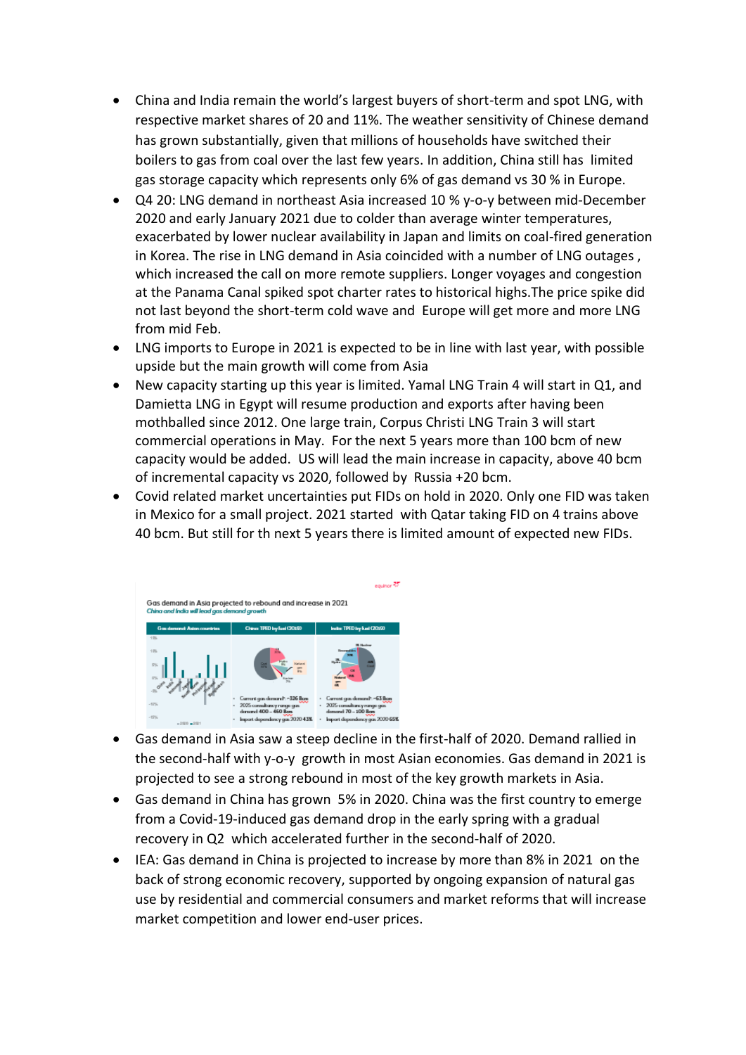- China and India remain the world's largest buyers of short-term and spot LNG, with respective market shares of 20 and 11%. The weather sensitivity of Chinese demand has grown substantially, given that millions of households have switched their boilers to gas from coal over the last few years. In addition, China still has limited gas storage capacity which represents only 6% of gas demand vs 30 % in Europe.
- Q4 20: LNG demand in northeast Asia increased 10 % y-o-y between mid-December 2020 and early January 2021 due to colder than average winter temperatures, exacerbated by lower nuclear availability in Japan and limits on coal-fired generation in Korea. The rise in LNG demand in Asia coincided with a number of LNG outages , which increased the call on more remote suppliers. Longer voyages and congestion at the Panama Canal spiked spot charter rates to historical highs.The price spike did not last beyond the short-term cold wave and Europe will get more and more LNG from mid Feb.
- LNG imports to Europe in 2021 is expected to be in line with last year, with possible upside but the main growth will come from Asia
- New capacity starting up this year is limited. Yamal LNG Train 4 will start in Q1, and Damietta LNG in Egypt will resume production and exports after having been mothballed since 2012. One large train, Corpus Christi LNG Train 3 will start commercial operations in May. For the next 5 years more than 100 bcm of new capacity would be added. US will lead the main increase in capacity, above 40 bcm of incremental capacity vs 2020, followed by Russia +20 bcm.
- Covid related market uncertainties put FIDs on hold in 2020. Only one FID was taken in Mexico for a small project. 2021 started with Qatar taking FID on 4 trains above 40 bcm. But still for th next 5 years there is limited amount of expected new FIDs.

- Gas demand in Asia saw a steep decline in the first-half of 2020. Demand rallied in the second-half with y-o-y growth in most Asian economies. Gas demand in 2021 is projected to see a strong rebound in most of the key growth markets in Asia.
- Gas demand in China has grown 5% in 2020. China was the first country to emerge from a Covid-19-induced gas demand drop in the early spring with a gradual recovery in Q2 which accelerated further in the second-half of 2020.
- IEA: Gas demand in China is projected to increase by more than 8% in 2021 on the back of strong economic recovery, supported by ongoing expansion of natural gas use by residential and commercial consumers and market reforms that will increase market competition and lower end-user prices.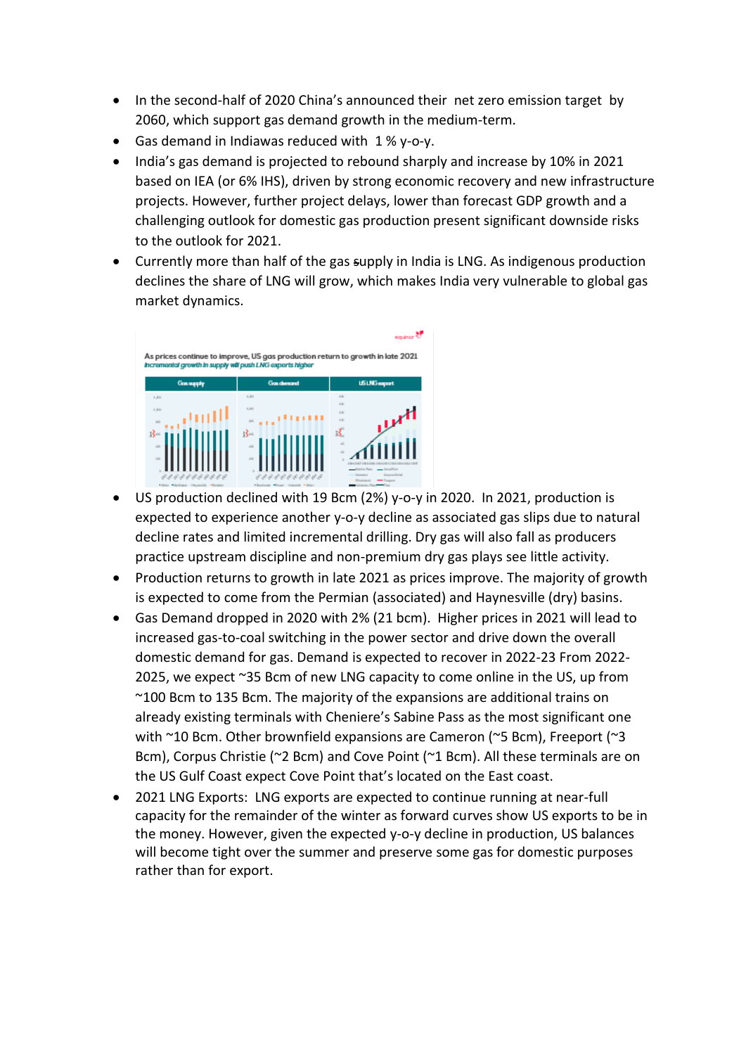- In the second-half of 2020 China's announced their net zero emission target by 2060, which support gas demand growth in the medium-term.
- Gas demand in Indiawas reduced with 1 % y-o-y.
- India's gas demand is projected to rebound sharply and increase by 10% in 2021 based on IEA (or 6% IHS), driven by strong economic recovery and new infrastructure projects. However, further project delays, lower than forecast GDP growth and a challenging outlook for domestic gas production present significant downside risks to the outlook for 2021.
- Currently more than half of the gas supply in India is LNG. As indigenous production declines the share of LNG will grow, which makes India very vulnerable to global gas market dynamics.
- US production declined with 19 Bcm (2%) y-o-y in 2020. In 2021, production is expected to experience another y-o-y decline as associated gas slips due to natural decline rates and limited incremental drilling. Dry gas will also fall as producers practice upstream discipline and non-premium dry gas plays see little activity.
- Production returns to growth in late 2021 as prices improve. The majority of growth is expected to come from the Permian (associated) and Haynesville (dry) basins.
- Gas Demand dropped in 2020 with 2% (21 bcm). Higher prices in 2021 will lead to increased gas-to-coal switching in the power sector and drive down the overall domestic demand for gas. Demand is expected to recover in 2022-23 From 2022-2025, we expect ~35 Bcm of new LNG capacity to come online in the US, up from ~100 Bcm to 135 Bcm. The majority of the expansions are additional trains on already existing terminals with Cheniere's Sabine Pass as the most significant one with ~10 Bcm. Other brownfield expansions are Cameron (~5 Bcm), Freeport (~3 Bcm), Corpus Christie (~2 Bcm) and Cove Point (~1 Bcm). All these terminals are on the US Gulf Coast expect Cove Point that's located on the East coast.
- 2021 LNG Exports: LNG exports are expected to continue running at near-full capacity for the remainder of the winter as forward curves show US exports to be in the money. However, given the expected y-o-y decline in production, US balances will become tight over the summer and preserve some gas for domestic purposes rather than for export.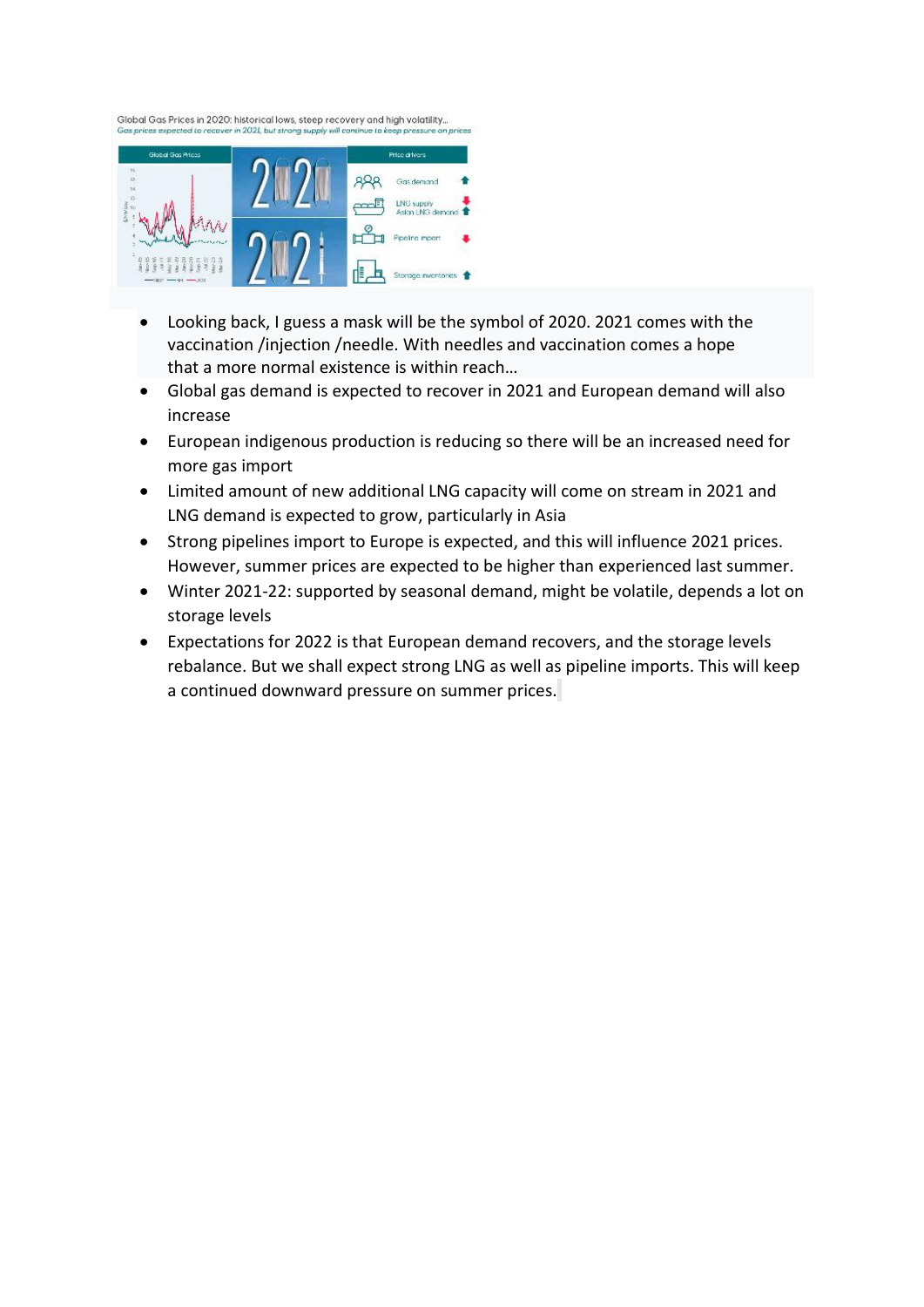Global Gas Prices in 2020: historical lows, steep recovery and high volatility...

*Gas prices expected to recover in 2021, but strong supply will continue to keep pressure on prices*

Global Gas Prices

2020

2021

Price drivers

Gas demand

LNG supply

Asian LNG demand

Pipeline import

Storage inventories

- Looking back, I guess a mask will be the symbol of 2020. 2021 comes with the vaccination /injection /needle. With needles and vaccination comes a hope that a more normal existence is within reach…
- Global gas demand is expected to recover in 2021 and European demand will also increase
- European indigenous production is reducing so there will be an increased need for more gas import
- Limited amount of new additional LNG capacity will come on stream in 2021 and LNG demand is expected to grow, particularly in Asia
- Strong pipelines import to Europe is expected, and this will influence 2021 prices. However, summer prices are expected to be higher than experienced last summer.
- Winter 2021-22: supported by seasonal demand, might be volatile, depends a lot on storage levels
- Expectations for 2022 is that European demand recovers, and the storage levels rebalance. But we shall expect strong LNG as well as pipeline imports. This will keep a continued downward pressure on summer prices.